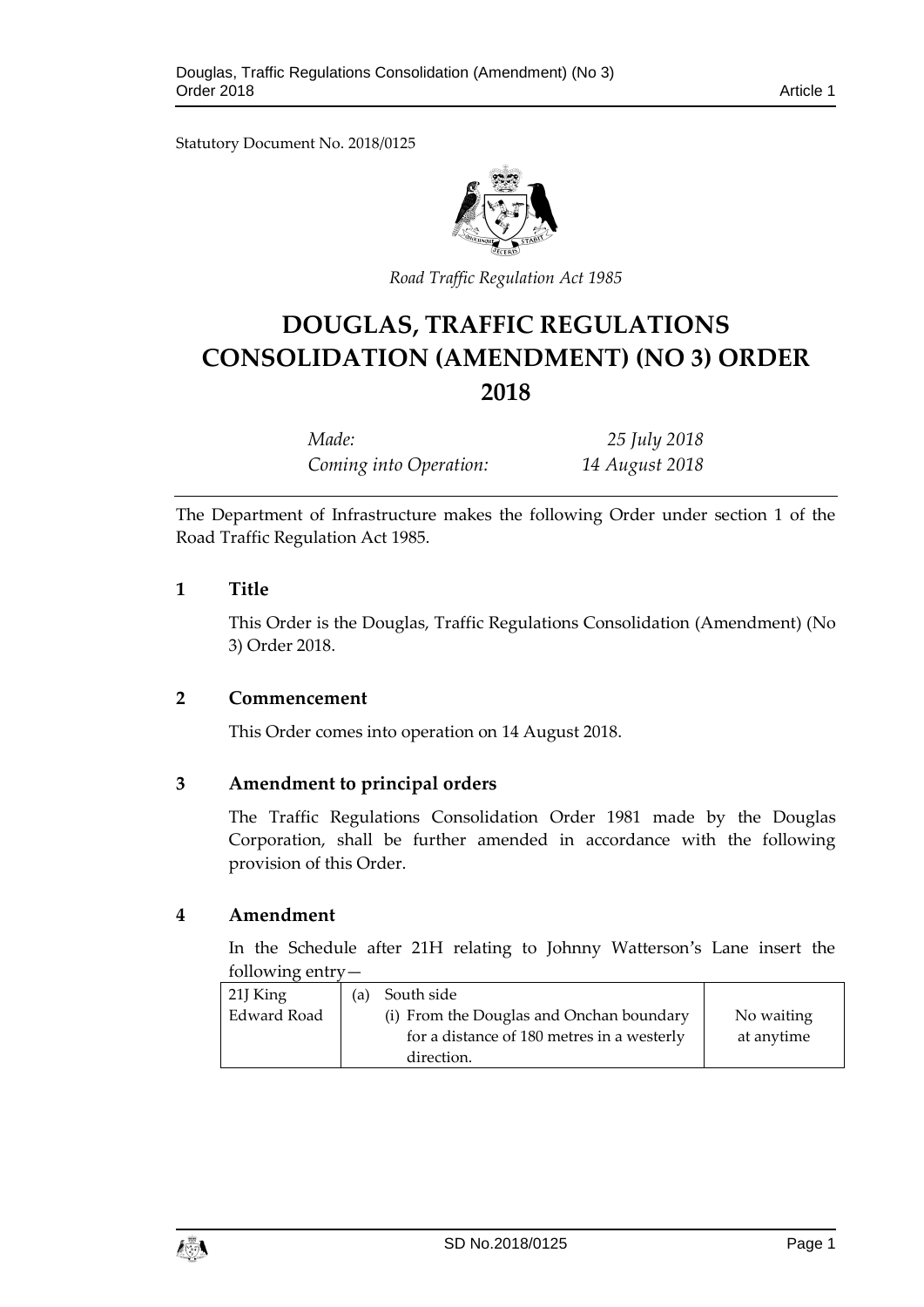Statutory Document No. 2018/0125

*Road Traffic Regulation Act 1985*

# DOUGLAS, TRAFFIC REGULATIONS CONSOLIDATION (AMENDMENT) (NO 3) ORDER 2018

| | |
|---|---|
| *Made:* | *25 July 2018* |
| *Coming into Operation:* | *14 August 2018* |

The Department of Infrastructure makes the following Order under section 1 of the Road Traffic Regulation Act 1985.

## 1 Title

This Order is the Douglas, Traffic Regulations Consolidation (Amendment) (No 3) Order 2018.

## 2 Commencement

This Order comes into operation on 14 August 2018.

## 3 Amendment to principal orders

The Traffic Regulations Consolidation Order 1981 made by the Douglas Corporation, shall be further amended in accordance with the following provision of this Order.

## 4 Amendment

In the Schedule after 21H relating to Johnny Watterson's Lane insert the following entry—

| | | |
|---|---|---|
| 21J King Edward Road | (a) South side<br>(i) From the Douglas and Onchan boundary for a distance of 180 metres in a westerly direction. | No waiting at anytime |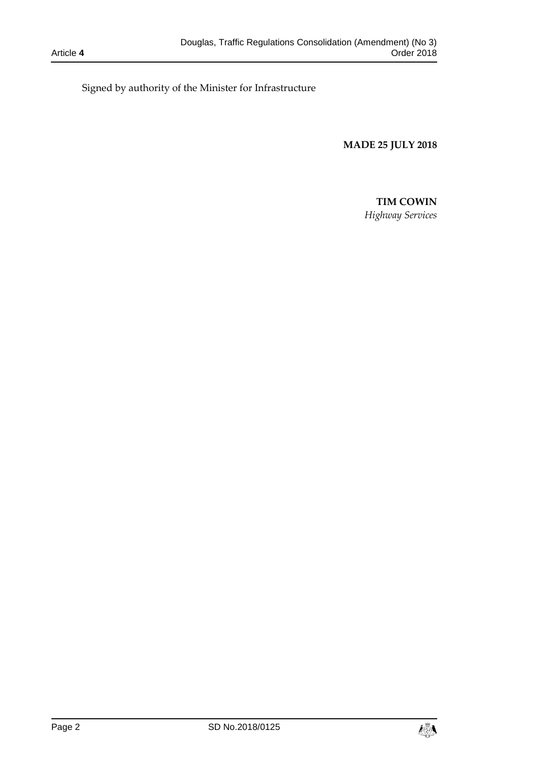Signed by authority of the Minister for Infrastructure

**MADE 25 JULY 2018**

**TIM COWIN**
*Highway Services*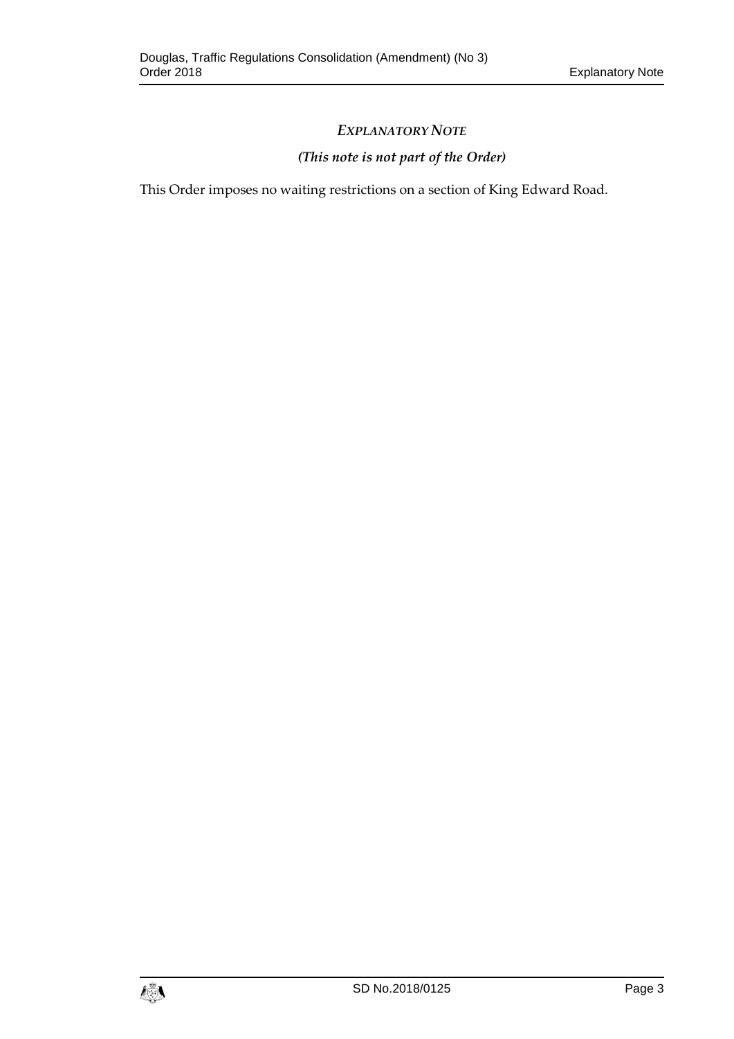## *EXPLANATORY NOTE*

***(This note is not part of the Order)***

This Order imposes no waiting restrictions on a section of King Edward Road.